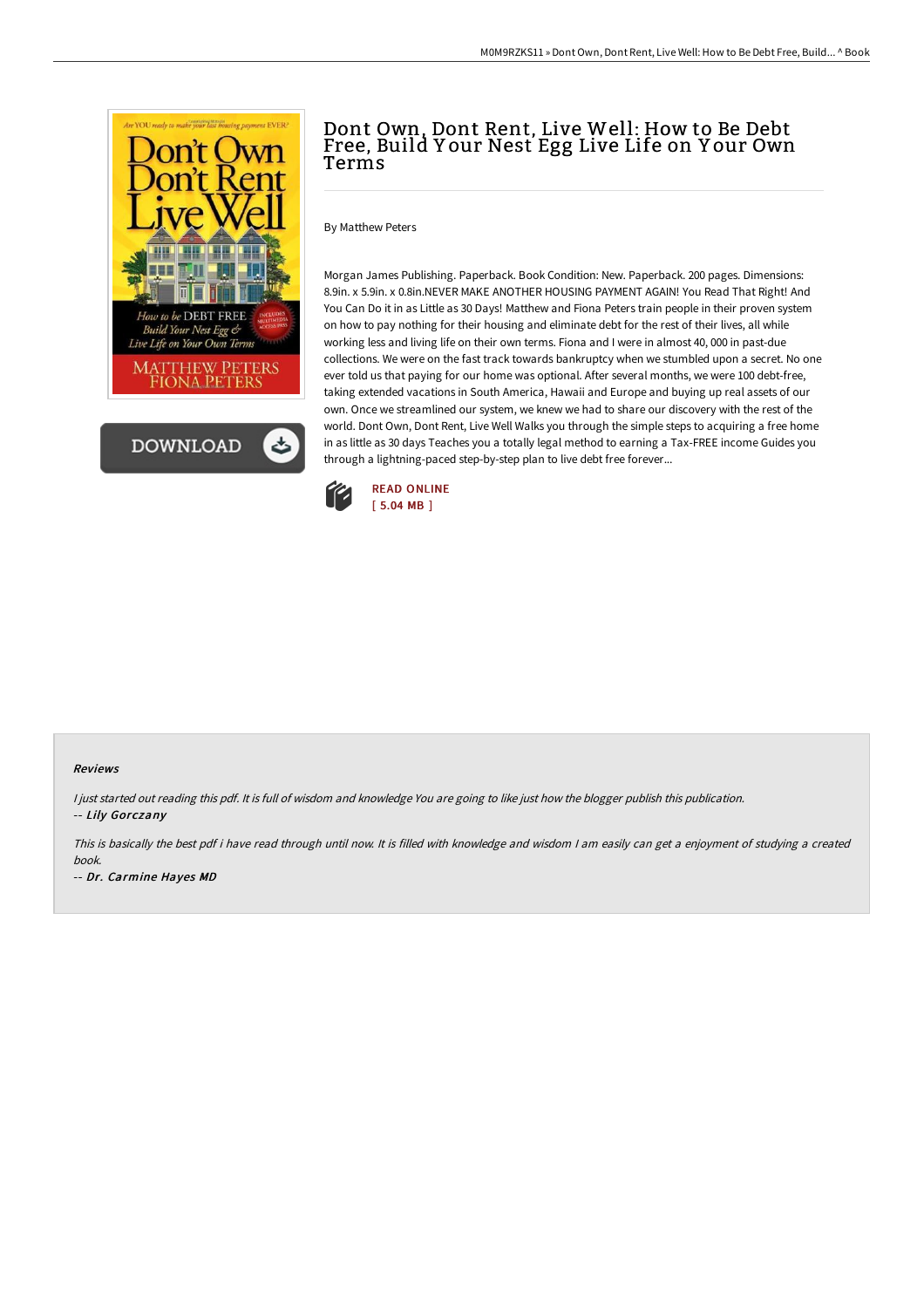# Dont Own, Dont Rent, Live Well: How to Be Debt Free, Build Your Nest Egg Live Life on Your Own Terms

By Matthew Peters

Morgan James Publishing. Paperback. Book Condition: New. Paperback. 200 pages. Dimensions: 8.9in. x 5.9in. x 0.8in.NEVER MAKE ANOTHER HOUSING PAYMENT AGAIN! You Read That Right! And You Can Do it in as Little as 30 Days! Matthew and Fiona Peters train people in their proven system on how to pay nothing for their housing and eliminate debt for the rest of their lives, all while working less and living life on their own terms. Fiona and I were in almost 40, 000 in past-due collections. We were on the fast track towards bankruptcy when we stumbled upon a secret. No one ever told us that paying for our home was optional. After several months, we were 100 debt-free, taking extended vacations in South America, Hawaii and Europe and buying up real assets of our own. Once we streamlined our system, we knew we had to share our discovery with the rest of the world. Dont Own, Dont Rent, Live Well Walks you through the simple steps to acquiring a free home in as little as 30 days Teaches you a totally legal method to earning a Tax-FREE income Guides you through a lightning-paced step-by-step plan to live debt free forever...

READ ONLINE
[ 5.04 MB ]

#### Reviews

*I just started out reading this pdf. It is full of wisdom and knowledge You are going to like just how the blogger publish this publication.*
-- *Lily Gorczany*

*This is basically the best pdf i have read through until now. It is filled with knowledge and wisdom I am easily can get a enjoyment of studying a created book.*
-- *Dr. Carmine Hayes MD*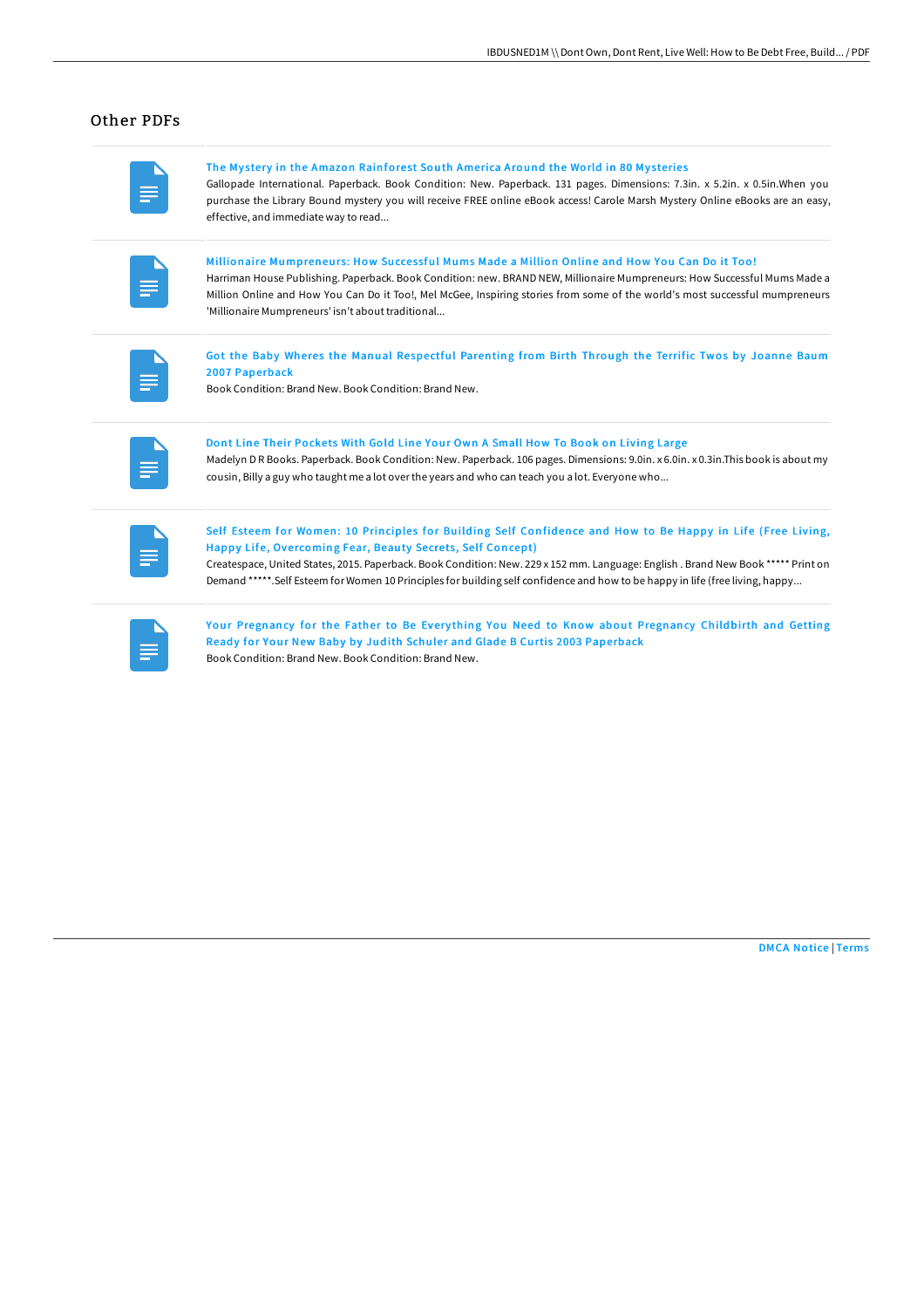## Other PDFs

**The Mystery in the Amazon Rainforest South America Around the World in 80 Mysteries**
Gallopade International. Paperback. Book Condition: New. Paperback. 131 pages. Dimensions: 7.3in. x 5.2in. x 0.5in.When you purchase the Library Bound mystery you will receive FREE online eBook access! Carole Marsh Mystery Online eBooks are an easy, effective, and immediate way to read...

**Millionaire Mumpreneurs: How Successful Mums Made a Million Online and How You Can Do it Too!**
Harriman House Publishing. Paperback. Book Condition: new. BRAND NEW, Millionaire Mumpreneurs: How Successful Mums Made a Million Online and How You Can Do it Too!, Mel McGee, Inspiring stories from some of the world's most successful mumpreneurs 'Millionaire Mumpreneurs' isn't about traditional...

**Got the Baby Wheres the Manual Respectful Parenting from Birth Through the Terrific Twos by Joanne Baum 2007 Paperback**
Book Condition: Brand New. Book Condition: Brand New.

**Dont Line Their Pockets With Gold Line Your Own A Small How To Book on Living Large**
Madelyn D R Books. Paperback. Book Condition: New. Paperback. 106 pages. Dimensions: 9.0in. x 6.0in. x 0.3in.This book is about my cousin, Billy a guy who taught me a lot over the years and who can teach you a lot. Everyone who...

**Self Esteem for Women: 10 Principles for Building Self Confidence and How to Be Happy in Life (Free Living, Happy Life, Overcoming Fear, Beauty Secrets, Self Concept)**
Createspace, United States, 2015. Paperback. Book Condition: New. 229 x 152 mm. Language: English . Brand New Book ***** Print on Demand *****.Self Esteem for Women 10 Principles for building self confidence and how to be happy in life (free living, happy...

**Your Pregnancy for the Father to Be Everything You Need to Know about Pregnancy Childbirth and Getting Ready for Your New Baby by Judith Schuler and Glade B Curtis 2003 Paperback**
Book Condition: Brand New. Book Condition: Brand New.